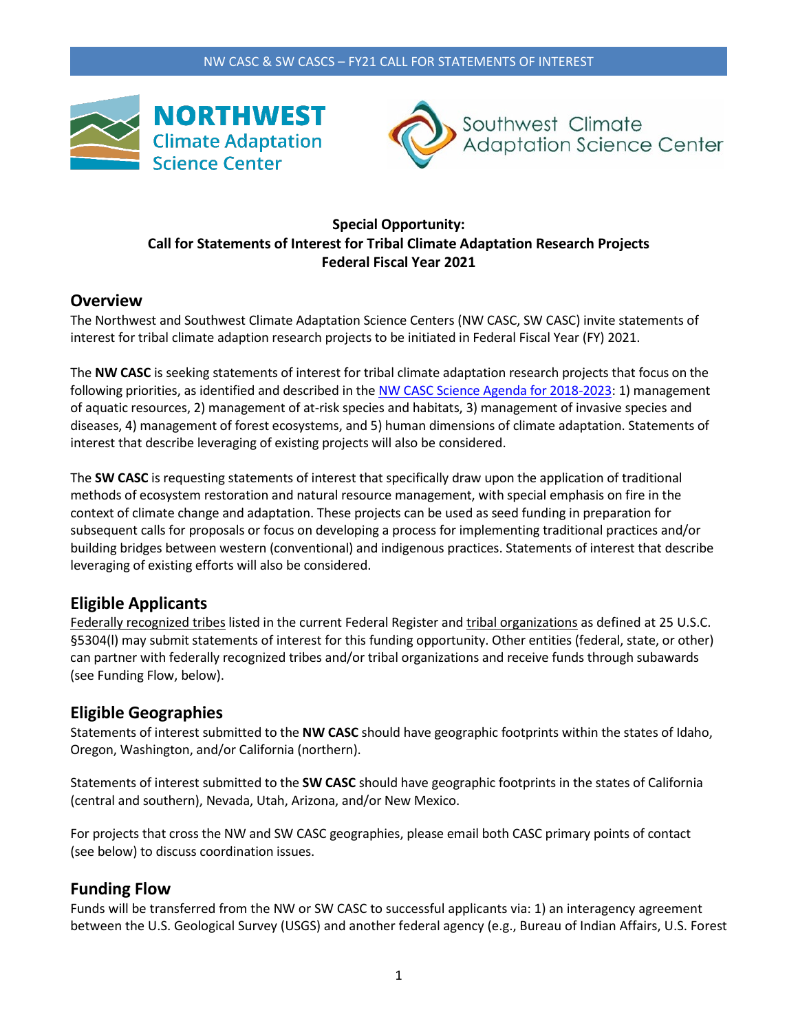**Special Opportunity:**
**Call for Statements of Interest for Tribal Climate Adaptation Research Projects**
**Federal Fiscal Year 2021**

## Overview

The Northwest and Southwest Climate Adaptation Science Centers (NW CASC, SW CASC) invite statements of interest for tribal climate adaption research projects to be initiated in Federal Fiscal Year (FY) 2021.

The **NW CASC** is seeking statements of interest for tribal climate adaptation research projects that focus on the following priorities, as identified and described in the NW CASC Science Agenda for 2018-2023: 1) management of aquatic resources, 2) management of at-risk species and habitats, 3) management of invasive species and diseases, 4) management of forest ecosystems, and 5) human dimensions of climate adaptation. Statements of interest that describe leveraging of existing projects will also be considered.

The **SW CASC** is requesting statements of interest that specifically draw upon the application of traditional methods of ecosystem restoration and natural resource management, with special emphasis on fire in the context of climate change and adaptation. These projects can be used as seed funding in preparation for subsequent calls for proposals or focus on developing a process for implementing traditional practices and/or building bridges between western (conventional) and indigenous practices. Statements of interest that describe leveraging of existing efforts will also be considered.

## Eligible Applicants

Federally recognized tribes listed in the current Federal Register and tribal organizations as defined at 25 U.S.C. §5304(l) may submit statements of interest for this funding opportunity. Other entities (federal, state, or other) can partner with federally recognized tribes and/or tribal organizations and receive funds through subawards (see Funding Flow, below).

## Eligible Geographies

Statements of interest submitted to the **NW CASC** should have geographic footprints within the states of Idaho, Oregon, Washington, and/or California (northern).

Statements of interest submitted to the **SW CASC** should have geographic footprints in the states of California (central and southern), Nevada, Utah, Arizona, and/or New Mexico.

For projects that cross the NW and SW CASC geographies, please email both CASC primary points of contact (see below) to discuss coordination issues.

## Funding Flow

Funds will be transferred from the NW or SW CASC to successful applicants via: 1) an interagency agreement between the U.S. Geological Survey (USGS) and another federal agency (e.g., Bureau of Indian Affairs, U.S. Forest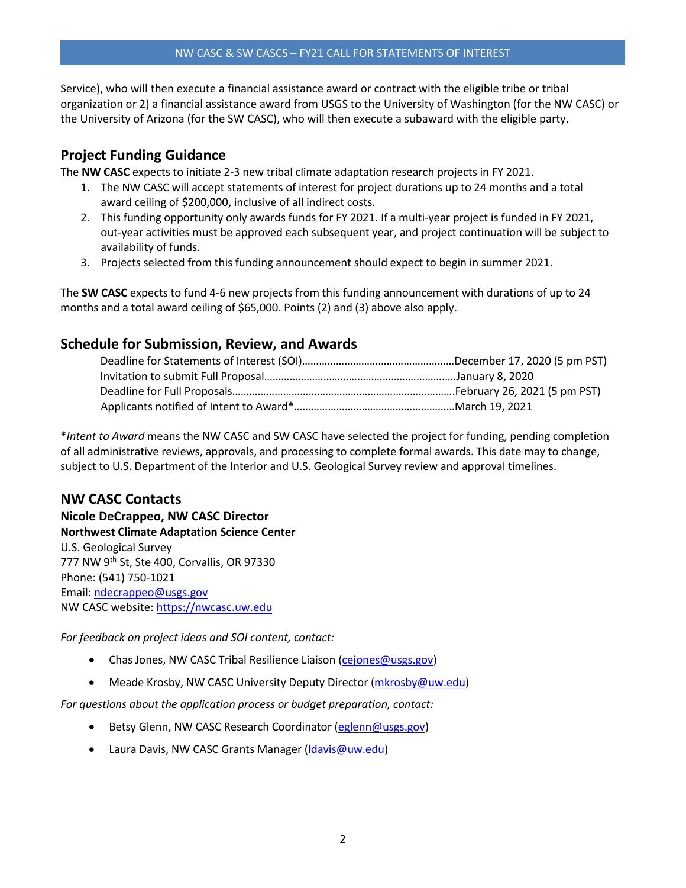Service), who will then execute a financial assistance award or contract with the eligible tribe or tribal organization or 2) a financial assistance award from USGS to the University of Washington (for the NW CASC) or the University of Arizona (for the SW CASC), who will then execute a subaward with the eligible party.

## Project Funding Guidance

The **NW CASC** expects to initiate 2-3 new tribal climate adaptation research projects in FY 2021.

1. The NW CASC will accept statements of interest for project durations up to 24 months and a total award ceiling of $200,000, inclusive of all indirect costs.
2. This funding opportunity only awards funds for FY 2021. If a multi-year project is funded in FY 2021, out-year activities must be approved each subsequent year, and project continuation will be subject to availability of funds.
3. Projects selected from this funding announcement should expect to begin in summer 2021.

The **SW CASC** expects to fund 4-6 new projects from this funding announcement with durations of up to 24 months and a total award ceiling of $65,000. Points (2) and (3) above also apply.

## Schedule for Submission, Review, and Awards

Deadline for Statements of Interest (SOI)……………………………………………December 17, 2020 (5 pm PST)
Invitation to submit Full Proposal……………………………………………………January 8, 2020
Deadline for Full Proposals……………………………………………………………February 26, 2021 (5 pm PST)
Applicants notified of Intent to Award*………………………………………………March 19, 2021

**Intent to Award* means the NW CASC and SW CASC have selected the project for funding, pending completion of all administrative reviews, approvals, and processing to complete formal awards. This date may to change, subject to U.S. Department of the Interior and U.S. Geological Survey review and approval timelines.

## NW CASC Contacts

**Nicole DeCrappeo, NW CASC Director**
**Northwest Climate Adaptation Science Center**
U.S. Geological Survey
777 NW 9th St, Ste 400, Corvallis, OR 97330
Phone: (541) 750-1021
Email: ndecrappeo@usgs.gov
NW CASC website: https://nwcasc.uw.edu

*For feedback on project ideas and SOI content, contact:*

- Chas Jones, NW CASC Tribal Resilience Liaison (cejones@usgs.gov)
- Meade Krosby, NW CASC University Deputy Director (mkrosby@uw.edu)

*For questions about the application process or budget preparation, contact:*

- Betsy Glenn, NW CASC Research Coordinator (eglenn@usgs.gov)
- Laura Davis, NW CASC Grants Manager (ldavis@uw.edu)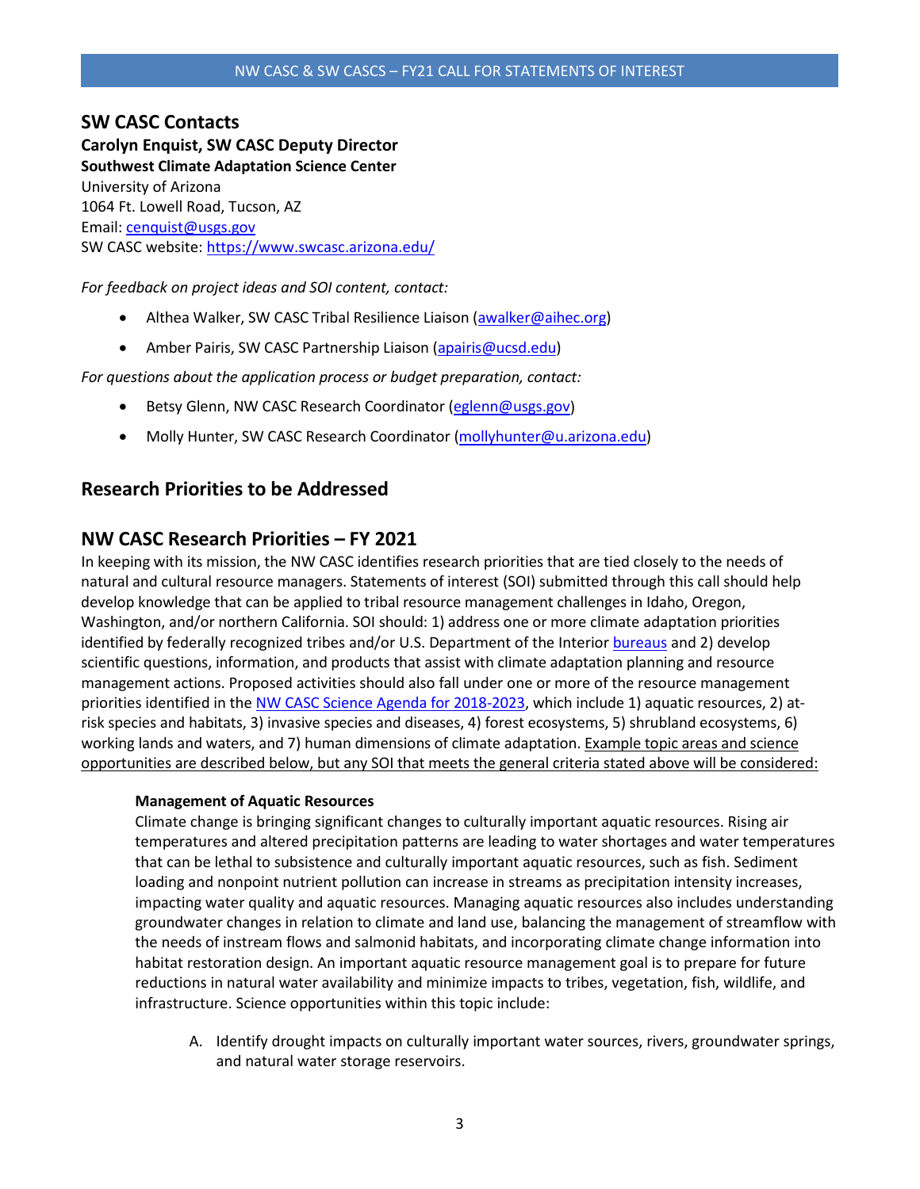## SW CASC Contacts

**Carolyn Enquist, SW CASC Deputy Director**
**Southwest Climate Adaptation Science Center**
University of Arizona
1064 Ft. Lowell Road, Tucson, AZ
Email: cenquist@usgs.gov
SW CASC website: https://www.swcasc.arizona.edu/

*For feedback on project ideas and SOI content, contact:*

- Althea Walker, SW CASC Tribal Resilience Liaison (awalker@aihec.org)
- Amber Pairis, SW CASC Partnership Liaison (apairis@ucsd.edu)

*For questions about the application process or budget preparation, contact:*

- Betsy Glenn, NW CASC Research Coordinator (eglenn@usgs.gov)
- Molly Hunter, SW CASC Research Coordinator (mollyhunter@u.arizona.edu)

## Research Priorities to be Addressed

## NW CASC Research Priorities – FY 2021

In keeping with its mission, the NW CASC identifies research priorities that are tied closely to the needs of natural and cultural resource managers. Statements of interest (SOI) submitted through this call should help develop knowledge that can be applied to tribal resource management challenges in Idaho, Oregon, Washington, and/or northern California. SOI should: 1) address one or more climate adaptation priorities identified by federally recognized tribes and/or U.S. Department of the Interior bureaus and 2) develop scientific questions, information, and products that assist with climate adaptation planning and resource management actions. Proposed activities should also fall under one or more of the resource management priorities identified in the NW CASC Science Agenda for 2018-2023, which include 1) aquatic resources, 2) at-risk species and habitats, 3) invasive species and diseases, 4) forest ecosystems, 5) shrubland ecosystems, 6) working lands and waters, and 7) human dimensions of climate adaptation. Example topic areas and science opportunities are described below, but any SOI that meets the general criteria stated above will be considered:

**Management of Aquatic Resources**

Climate change is bringing significant changes to culturally important aquatic resources. Rising air temperatures and altered precipitation patterns are leading to water shortages and water temperatures that can be lethal to subsistence and culturally important aquatic resources, such as fish. Sediment loading and nonpoint nutrient pollution can increase in streams as precipitation intensity increases, impacting water quality and aquatic resources. Managing aquatic resources also includes understanding groundwater changes in relation to climate and land use, balancing the management of streamflow with the needs of instream flows and salmonid habitats, and incorporating climate change information into habitat restoration design. An important aquatic resource management goal is to prepare for future reductions in natural water availability and minimize impacts to tribes, vegetation, fish, wildlife, and infrastructure. Science opportunities within this topic include:

A. Identify drought impacts on culturally important water sources, rivers, groundwater springs, and natural water storage reservoirs.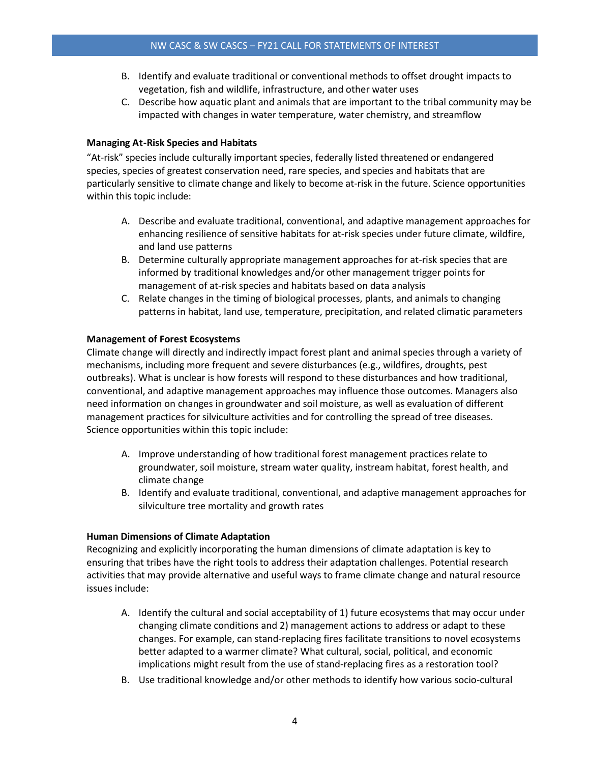B. Identify and evaluate traditional or conventional methods to offset drought impacts to vegetation, fish and wildlife, infrastructure, and other water uses
C. Describe how aquatic plant and animals that are important to the tribal community may be impacted with changes in water temperature, water chemistry, and streamflow

**Managing At-Risk Species and Habitats**

"At-risk" species include culturally important species, federally listed threatened or endangered species, species of greatest conservation need, rare species, and species and habitats that are particularly sensitive to climate change and likely to become at-risk in the future. Science opportunities within this topic include:

A. Describe and evaluate traditional, conventional, and adaptive management approaches for enhancing resilience of sensitive habitats for at-risk species under future climate, wildfire, and land use patterns
B. Determine culturally appropriate management approaches for at-risk species that are informed by traditional knowledges and/or other management trigger points for management of at-risk species and habitats based on data analysis
C. Relate changes in the timing of biological processes, plants, and animals to changing patterns in habitat, land use, temperature, precipitation, and related climatic parameters

**Management of Forest Ecosystems**

Climate change will directly and indirectly impact forest plant and animal species through a variety of mechanisms, including more frequent and severe disturbances (e.g., wildfires, droughts, pest outbreaks). What is unclear is how forests will respond to these disturbances and how traditional, conventional, and adaptive management approaches may influence those outcomes. Managers also need information on changes in groundwater and soil moisture, as well as evaluation of different management practices for silviculture activities and for controlling the spread of tree diseases. Science opportunities within this topic include:

A. Improve understanding of how traditional forest management practices relate to groundwater, soil moisture, stream water quality, instream habitat, forest health, and climate change
B. Identify and evaluate traditional, conventional, and adaptive management approaches for silviculture tree mortality and growth rates

**Human Dimensions of Climate Adaptation**

Recognizing and explicitly incorporating the human dimensions of climate adaptation is key to ensuring that tribes have the right tools to address their adaptation challenges. Potential research activities that may provide alternative and useful ways to frame climate change and natural resource issues include:

A. Identify the cultural and social acceptability of 1) future ecosystems that may occur under changing climate conditions and 2) management actions to address or adapt to these changes. For example, can stand-replacing fires facilitate transitions to novel ecosystems better adapted to a warmer climate? What cultural, social, political, and economic implications might result from the use of stand-replacing fires as a restoration tool?
B. Use traditional knowledge and/or other methods to identify how various socio-cultural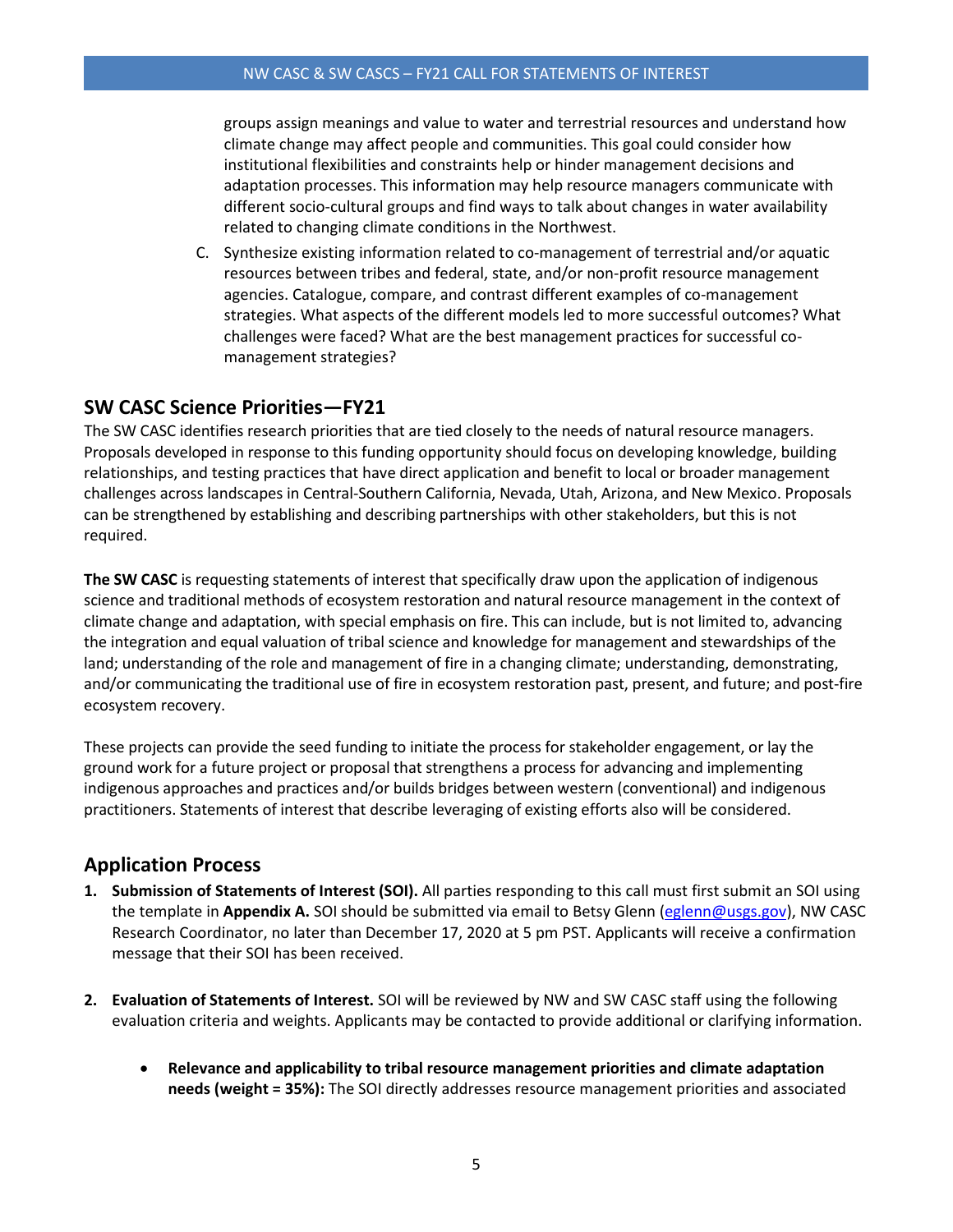groups assign meanings and value to water and terrestrial resources and understand how climate change may affect people and communities. This goal could consider how institutional flexibilities and constraints help or hinder management decisions and adaptation processes. This information may help resource managers communicate with different socio-cultural groups and find ways to talk about changes in water availability related to changing climate conditions in the Northwest.

C. Synthesize existing information related to co-management of terrestrial and/or aquatic resources between tribes and federal, state, and/or non-profit resource management agencies. Catalogue, compare, and contrast different examples of co-management strategies. What aspects of the different models led to more successful outcomes? What challenges were faced? What are the best management practices for successful co-management strategies?

## SW CASC Science Priorities—FY21

The SW CASC identifies research priorities that are tied closely to the needs of natural resource managers. Proposals developed in response to this funding opportunity should focus on developing knowledge, building relationships, and testing practices that have direct application and benefit to local or broader management challenges across landscapes in Central-Southern California, Nevada, Utah, Arizona, and New Mexico. Proposals can be strengthened by establishing and describing partnerships with other stakeholders, but this is not required.

**The SW CASC** is requesting statements of interest that specifically draw upon the application of indigenous science and traditional methods of ecosystem restoration and natural resource management in the context of climate change and adaptation, with special emphasis on fire. This can include, but is not limited to, advancing the integration and equal valuation of tribal science and knowledge for management and stewardships of the land; understanding of the role and management of fire in a changing climate; understanding, demonstrating, and/or communicating the traditional use of fire in ecosystem restoration past, present, and future; and post-fire ecosystem recovery.

These projects can provide the seed funding to initiate the process for stakeholder engagement, or lay the ground work for a future project or proposal that strengthens a process for advancing and implementing indigenous approaches and practices and/or builds bridges between western (conventional) and indigenous practitioners. Statements of interest that describe leveraging of existing efforts also will be considered.

## Application Process

1. **Submission of Statements of Interest (SOI).** All parties responding to this call must first submit an SOI using the template in **Appendix A.** SOI should be submitted via email to Betsy Glenn (eglenn@usgs.gov), NW CASC Research Coordinator, no later than December 17, 2020 at 5 pm PST. Applicants will receive a confirmation message that their SOI has been received.

2. **Evaluation of Statements of Interest.** SOI will be reviewed by NW and SW CASC staff using the following evaluation criteria and weights. Applicants may be contacted to provide additional or clarifying information.

   - **Relevance and applicability to tribal resource management priorities and climate adaptation needs (weight = 35%):** The SOI directly addresses resource management priorities and associated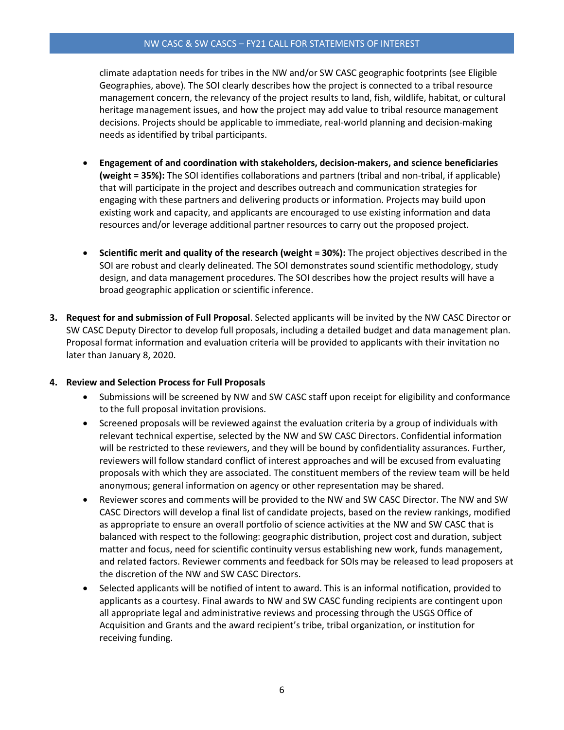climate adaptation needs for tribes in the NW and/or SW CASC geographic footprints (see Eligible Geographies, above). The SOI clearly describes how the project is connected to a tribal resource management concern, the relevancy of the project results to land, fish, wildlife, habitat, or cultural heritage management issues, and how the project may add value to tribal resource management decisions. Projects should be applicable to immediate, real-world planning and decision-making needs as identified by tribal participants.

- **Engagement of and coordination with stakeholders, decision-makers, and science beneficiaries (weight = 35%):** The SOI identifies collaborations and partners (tribal and non-tribal, if applicable) that will participate in the project and describes outreach and communication strategies for engaging with these partners and delivering products or information. Projects may build upon existing work and capacity, and applicants are encouraged to use existing information and data resources and/or leverage additional partner resources to carry out the proposed project.

- **Scientific merit and quality of the research (weight = 30%):** The project objectives described in the SOI are robust and clearly delineated. The SOI demonstrates sound scientific methodology, study design, and data management procedures. The SOI describes how the project results will have a broad geographic application or scientific inference.

3. **Request for and submission of Full Proposal**. Selected applicants will be invited by the NW CASC Director or SW CASC Deputy Director to develop full proposals, including a detailed budget and data management plan. Proposal format information and evaluation criteria will be provided to applicants with their invitation no later than January 8, 2020.

4. **Review and Selection Process for Full Proposals**
   - Submissions will be screened by NW and SW CASC staff upon receipt for eligibility and conformance to the full proposal invitation provisions.
   - Screened proposals will be reviewed against the evaluation criteria by a group of individuals with relevant technical expertise, selected by the NW and SW CASC Directors. Confidential information will be restricted to these reviewers, and they will be bound by confidentiality assurances. Further, reviewers will follow standard conflict of interest approaches and will be excused from evaluating proposals with which they are associated. The constituent members of the review team will be held anonymous; general information on agency or other representation may be shared.
   - Reviewer scores and comments will be provided to the NW and SW CASC Director. The NW and SW CASC Directors will develop a final list of candidate projects, based on the review rankings, modified as appropriate to ensure an overall portfolio of science activities at the NW and SW CASC that is balanced with respect to the following: geographic distribution, project cost and duration, subject matter and focus, need for scientific continuity versus establishing new work, funds management, and related factors. Reviewer comments and feedback for SOIs may be released to lead proposers at the discretion of the NW and SW CASC Directors.
   - Selected applicants will be notified of intent to award. This is an informal notification, provided to applicants as a courtesy. Final awards to NW and SW CASC funding recipients are contingent upon all appropriate legal and administrative reviews and processing through the USGS Office of Acquisition and Grants and the award recipient's tribe, tribal organization, or institution for receiving funding.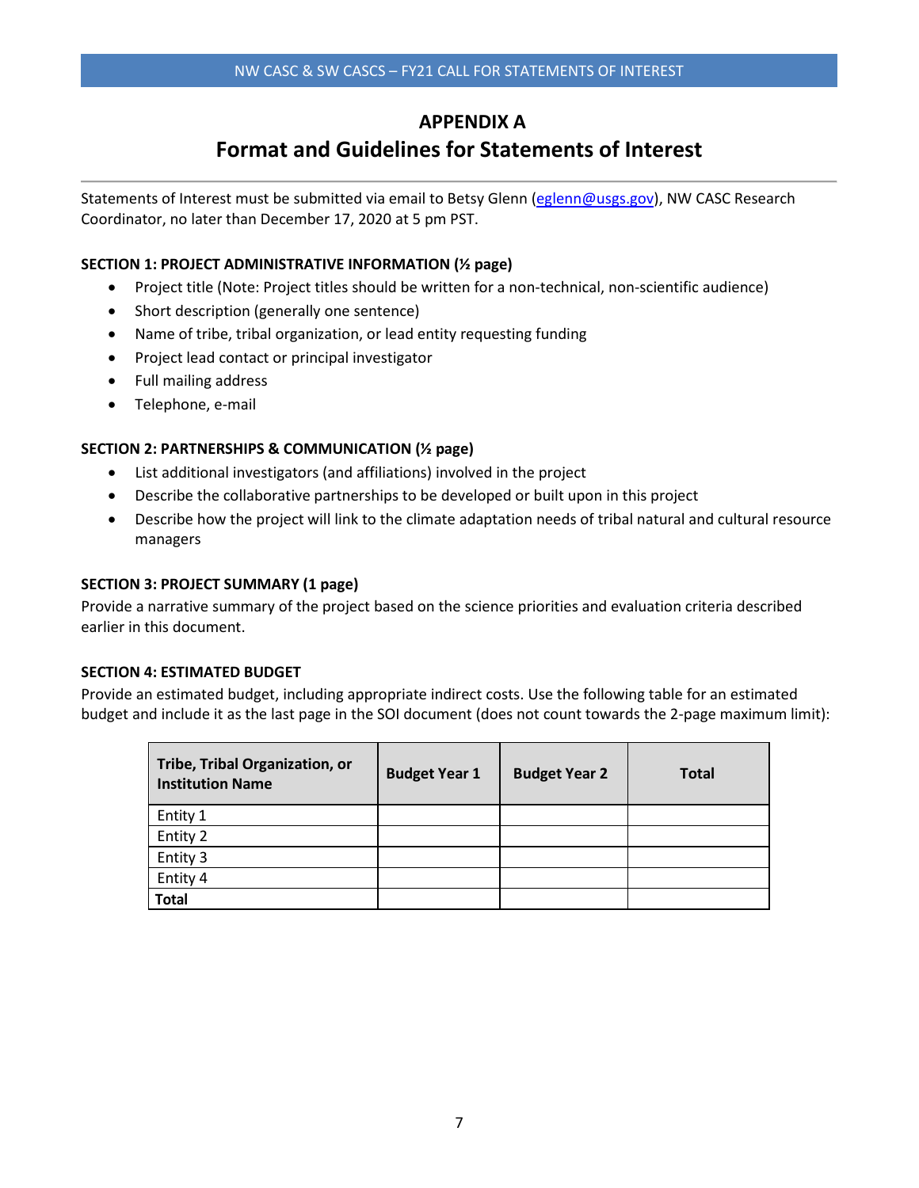# APPENDIX A

# Format and Guidelines for Statements of Interest

Statements of Interest must be submitted via email to Betsy Glenn (eglenn@usgs.gov), NW CASC Research Coordinator, no later than December 17, 2020 at 5 pm PST.

**SECTION 1: PROJECT ADMINISTRATIVE INFORMATION (½ page)**

- Project title (Note: Project titles should be written for a non-technical, non-scientific audience)
- Short description (generally one sentence)
- Name of tribe, tribal organization, or lead entity requesting funding
- Project lead contact or principal investigator
- Full mailing address
- Telephone, e-mail

**SECTION 2: PARTNERSHIPS & COMMUNICATION (½ page)**

- List additional investigators (and affiliations) involved in the project
- Describe the collaborative partnerships to be developed or built upon in this project
- Describe how the project will link to the climate adaptation needs of tribal natural and cultural resource managers

**SECTION 3: PROJECT SUMMARY (1 page)**

Provide a narrative summary of the project based on the science priorities and evaluation criteria described earlier in this document.

**SECTION 4: ESTIMATED BUDGET**

Provide an estimated budget, including appropriate indirect costs. Use the following table for an estimated budget and include it as the last page in the SOI document (does not count towards the 2-page maximum limit):

| Tribe, Tribal Organization, or Institution Name | Budget Year 1 | Budget Year 2 | Total |
|---|---|---|---|
| Entity 1 | | | |
| Entity 2 | | | |
| Entity 3 | | | |
| Entity 4 | | | |
| **Total** | | | |